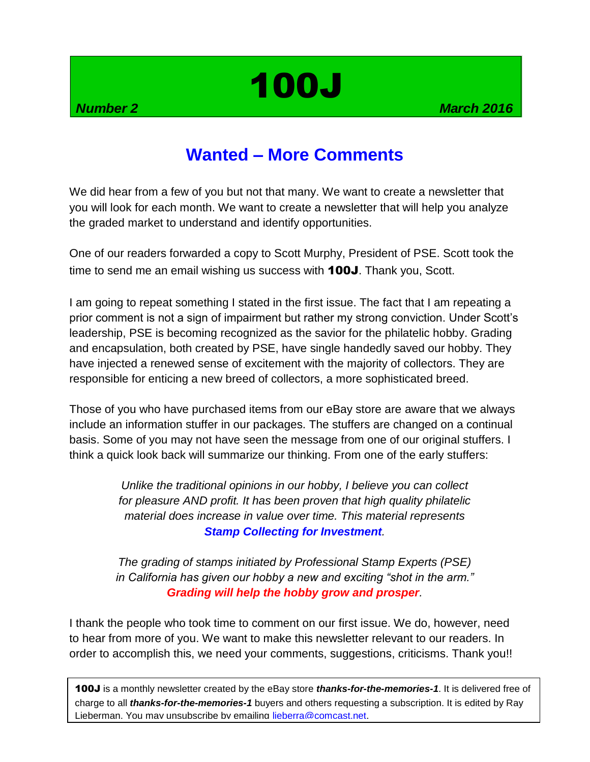# 100J

***Number 2*** ***March 2016***

## Wanted – More Comments

We did hear from a few of you but not that many. We want to create a newsletter that you will look for each month. We want to create a newsletter that will help you analyze the graded market to understand and identify opportunities.

One of our readers forwarded a copy to Scott Murphy, President of PSE. Scott took the time to send me an email wishing us success with **100J**. Thank you, Scott.

I am going to repeat something I stated in the first issue. The fact that I am repeating a prior comment is not a sign of impairment but rather my strong conviction. Under Scott's leadership, PSE is becoming recognized as the savior for the philatelic hobby. Grading and encapsulation, both created by PSE, have single handedly saved our hobby. They have injected a renewed sense of excitement with the majority of collectors. They are responsible for enticing a new breed of collectors, a more sophisticated breed.

Those of you who have purchased items from our eBay store are aware that we always include an information stuffer in our packages. The stuffers are changed on a continual basis. Some of you may not have seen the message from one of our original stuffers. I think a quick look back will summarize our thinking. From one of the early stuffers:

> *Unlike the traditional opinions in our hobby, I believe you can collect for pleasure AND profit. It has been proven that high quality philatelic material does increase in value over time. This material represents* ***Stamp Collecting for Investment****.*
>
> *The grading of stamps initiated by Professional Stamp Experts (PSE) in California has given our hobby a new and exciting "shot in the arm."* ***Grading will help the hobby grow and prosper****.*

I thank the people who took time to comment on our first issue. We do, however, need to hear from more of you. We want to make this newsletter relevant to our readers. In order to accomplish this, we need your comments, suggestions, criticisms. Thank you!!

**100J** is a monthly newsletter created by the eBay store ***thanks-for-the-memories-1***. It is delivered free of charge to all ***thanks-for-the-memories-1*** buyers and others requesting a subscription. It is edited by Ray Lieberman. You may unsubscribe by emailing lieberra@comcast.net.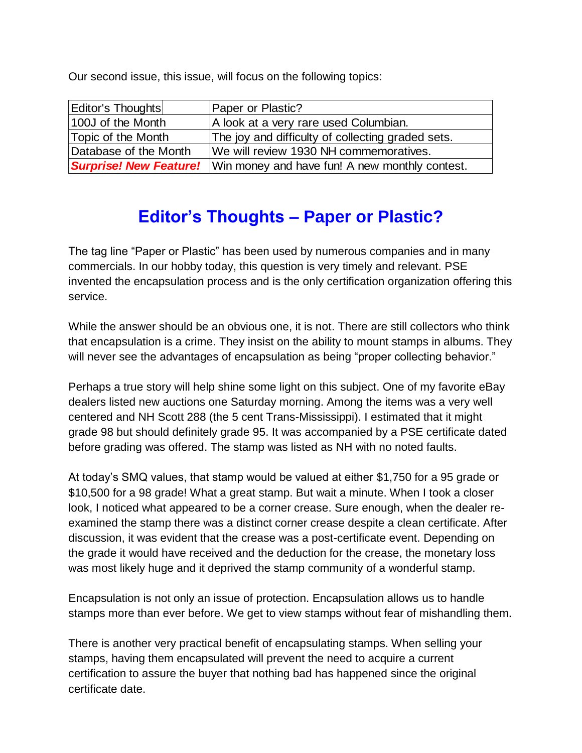Our second issue, this issue, will focus on the following topics:

| Editor's Thoughts | Paper or Plastic? |
|---|---|
| 100J of the Month | A look at a very rare used Columbian. |
| Topic of the Month | The joy and difficulty of collecting graded sets. |
| Database of the Month | We will review 1930 NH commemoratives. |
| ***Surprise! New Feature!*** | Win money and have fun! A new monthly contest. |

## Editor's Thoughts – Paper or Plastic?

The tag line "Paper or Plastic" has been used by numerous companies and in many commercials. In our hobby today, this question is very timely and relevant. PSE invented the encapsulation process and is the only certification organization offering this service.

While the answer should be an obvious one, it is not. There are still collectors who think that encapsulation is a crime. They insist on the ability to mount stamps in albums. They will never see the advantages of encapsulation as being "proper collecting behavior."

Perhaps a true story will help shine some light on this subject. One of my favorite eBay dealers listed new auctions one Saturday morning. Among the items was a very well centered and NH Scott 288 (the 5 cent Trans-Mississippi). I estimated that it might grade 98 but should definitely grade 95. It was accompanied by a PSE certificate dated before grading was offered. The stamp was listed as NH with no noted faults.

At today's SMQ values, that stamp would be valued at either $1,750 for a 95 grade or $10,500 for a 98 grade! What a great stamp. But wait a minute. When I took a closer look, I noticed what appeared to be a corner crease. Sure enough, when the dealer re-examined the stamp there was a distinct corner crease despite a clean certificate. After discussion, it was evident that the crease was a post-certificate event. Depending on the grade it would have received and the deduction for the crease, the monetary loss was most likely huge and it deprived the stamp community of a wonderful stamp.

Encapsulation is not only an issue of protection. Encapsulation allows us to handle stamps more than ever before. We get to view stamps without fear of mishandling them.

There is another very practical benefit of encapsulating stamps. When selling your stamps, having them encapsulated will prevent the need to acquire a current certification to assure the buyer that nothing bad has happened since the original certificate date.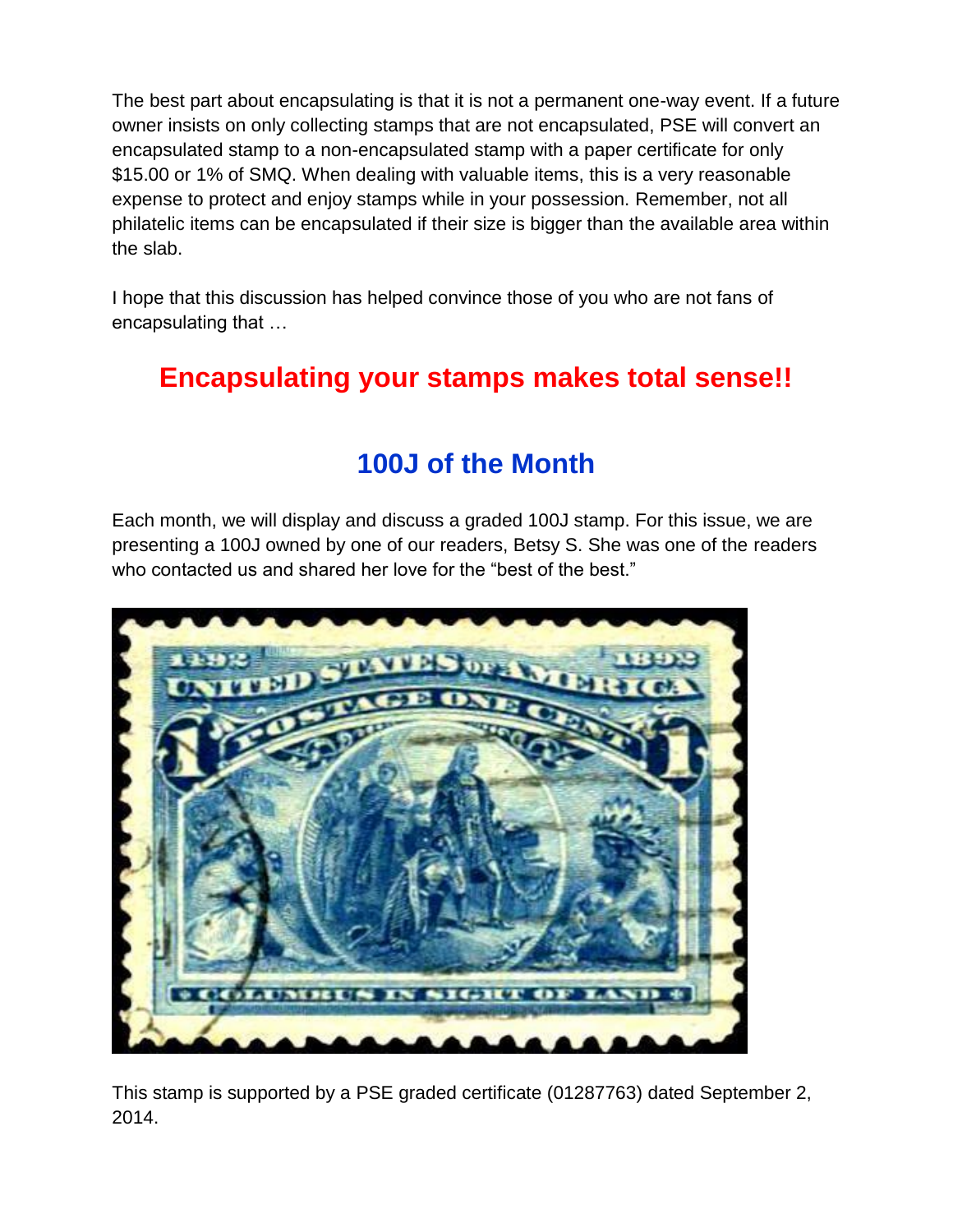The best part about encapsulating is that it is not a permanent one-way event. If a future owner insists on only collecting stamps that are not encapsulated, PSE will convert an encapsulated stamp to a non-encapsulated stamp with a paper certificate for only $15.00 or 1% of SMQ. When dealing with valuable items, this is a very reasonable expense to protect and enjoy stamps while in your possession. Remember, not all philatelic items can be encapsulated if their size is bigger than the available area within the slab.

I hope that this discussion has helped convince those of you who are not fans of encapsulating that …

## Encapsulating your stamps makes total sense!!

## 100J of the Month

Each month, we will display and discuss a graded 100J stamp. For this issue, we are presenting a 100J owned by one of our readers, Betsy S. She was one of the readers who contacted us and shared her love for the "best of the best."

This stamp is supported by a PSE graded certificate (01287763) dated September 2, 2014.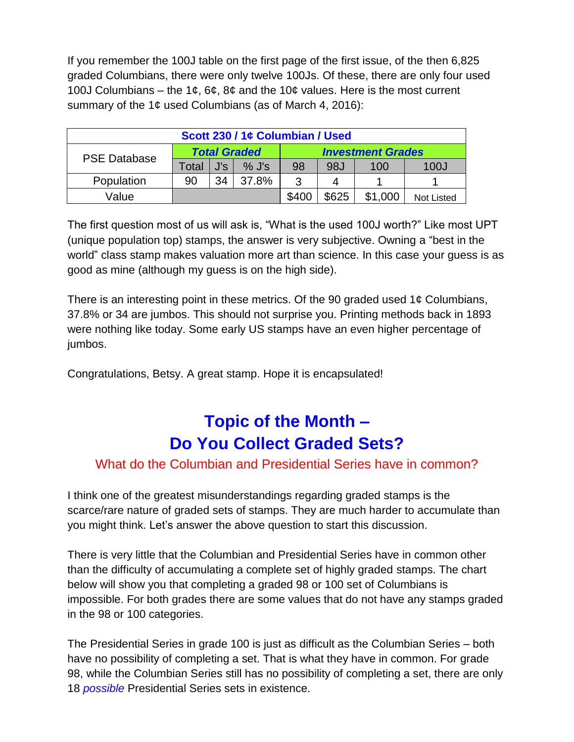If you remember the 100J table on the first page of the first issue, of the then 6,825 graded Columbians, there were only twelve 100Js. Of these, there are only four used 100J Columbians – the 1¢, 6¢, 8¢ and the 10¢ values. Here is the most current summary of the 1¢ used Columbians (as of March 4, 2016):

| Scott 230 / 1¢ Columbian / Used | | | | | | | |
|---|---|---|---|---|---|---|---|
| PSE Database | ***Total Graded*** | | | ***Investment Grades*** | | | |
| | Total | J's | % J's | 98 | 98J | 100 | 100J |
| Population | 90 | 34 | 37.8% | 3 | 4 | 1 | 1 |
| Value | | | | $400 | $625 | $1,000 | Not Listed |

The first question most of us will ask is, "What is the used 100J worth?" Like most UPT (unique population top) stamps, the answer is very subjective. Owning a "best in the world" class stamp makes valuation more art than science. In this case your guess is as good as mine (although my guess is on the high side).

There is an interesting point in these metrics. Of the 90 graded used 1¢ Columbians, 37.8% or 34 are jumbos. This should not surprise you. Printing methods back in 1893 were nothing like today. Some early US stamps have an even higher percentage of jumbos.

Congratulations, Betsy. A great stamp. Hope it is encapsulated!

## Topic of the Month – Do You Collect Graded Sets?

### What do the Columbian and Presidential Series have in common?

I think one of the greatest misunderstandings regarding graded stamps is the scarce/rare nature of graded sets of stamps. They are much harder to accumulate than you might think. Let's answer the above question to start this discussion.

There is very little that the Columbian and Presidential Series have in common other than the difficulty of accumulating a complete set of highly graded stamps. The chart below will show you that completing a graded 98 or 100 set of Columbians is impossible. For both grades there are some values that do not have any stamps graded in the 98 or 100 categories.

The Presidential Series in grade 100 is just as difficult as the Columbian Series – both have no possibility of completing a set. That is what they have in common. For grade 98, while the Columbian Series still has no possibility of completing a set, there are only 18 *possible* Presidential Series sets in existence.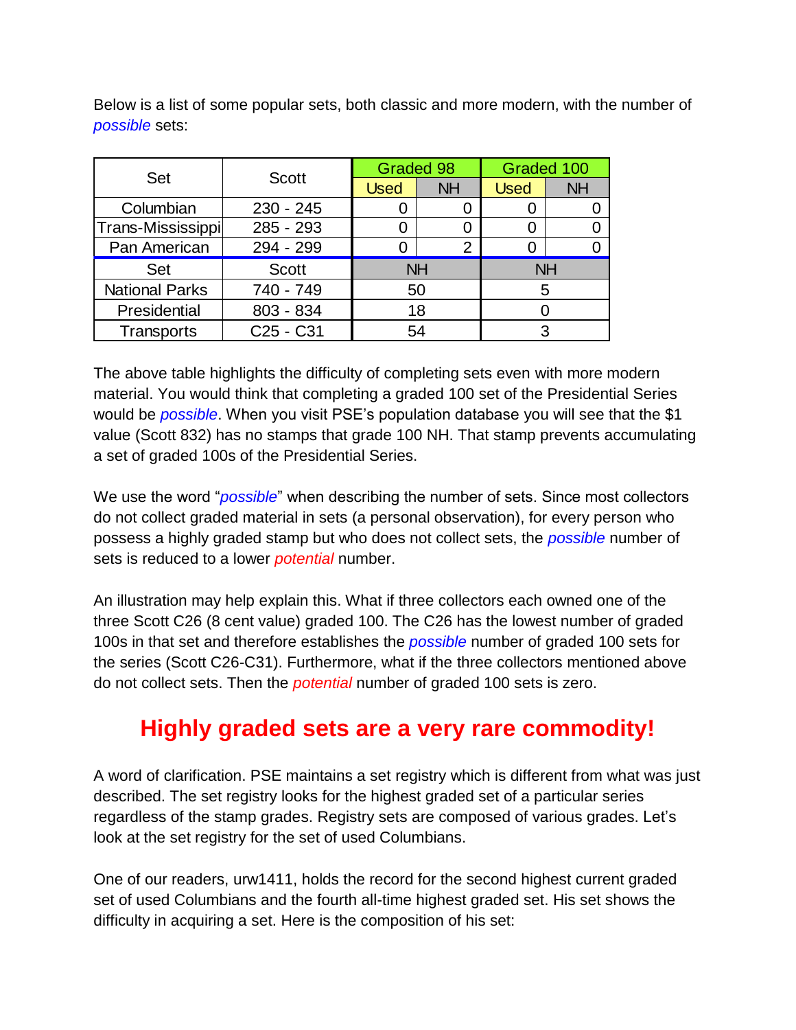Below is a list of some popular sets, both classic and more modern, with the number of *possible* sets:

| Set | Scott | Graded 98 | | Graded 100 | |
|---|---|---|---|---|---|
| | | Used | NH | Used | NH |
| Columbian | 230 - 245 | 0 | 0 | 0 | 0 |
| Trans-Mississippi | 285 - 293 | 0 | 0 | 0 | 0 |
| Pan American | 294 - 299 | 0 | 2 | 0 | 0 |
| **Set** | **Scott** | **NH** | | **NH** | |
| National Parks | 740 - 749 | 50 | | 5 | |
| Presidential | 803 - 834 | 18 | | 0 | |
| Transports | C25 - C31 | 54 | | 3 | |

The above table highlights the difficulty of completing sets even with more modern material. You would think that completing a graded 100 set of the Presidential Series would be *possible*. When you visit PSE's population database you will see that the $1 value (Scott 832) has no stamps that grade 100 NH. That stamp prevents accumulating a set of graded 100s of the Presidential Series.

We use the word "*possible*" when describing the number of sets. Since most collectors do not collect graded material in sets (a personal observation), for every person who possess a highly graded stamp but who does not collect sets, the *possible* number of sets is reduced to a lower *potential* number.

An illustration may help explain this. What if three collectors each owned one of the three Scott C26 (8 cent value) graded 100. The C26 has the lowest number of graded 100s in that set and therefore establishes the *possible* number of graded 100 sets for the series (Scott C26-C31). Furthermore, what if the three collectors mentioned above do not collect sets. Then the *potential* number of graded 100 sets is zero.

## Highly graded sets are a very rare commodity!

A word of clarification. PSE maintains a set registry which is different from what was just described. The set registry looks for the highest graded set of a particular series regardless of the stamp grades. Registry sets are composed of various grades. Let's look at the set registry for the set of used Columbians.

One of our readers, urw1411, holds the record for the second highest current graded set of used Columbians and the fourth all-time highest graded set. His set shows the difficulty in acquiring a set. Here is the composition of his set: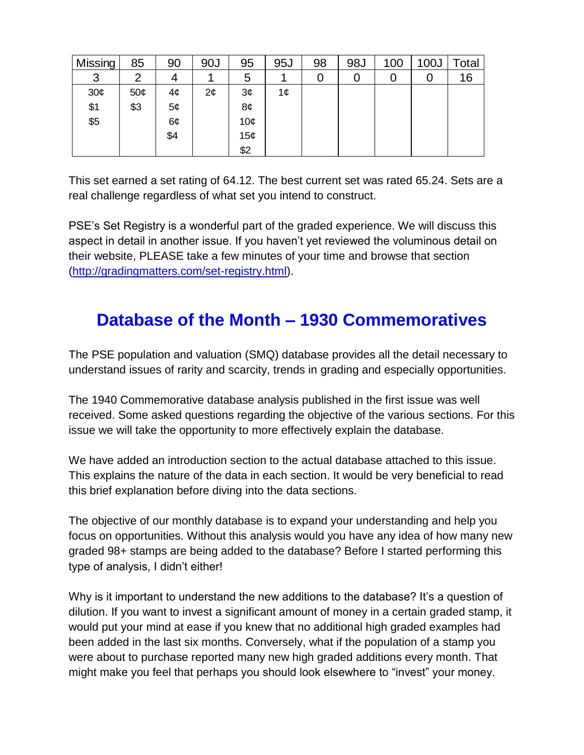| Missing | 85 | 90 | 90J | 95 | 95J | 98 | 98J | 100 | 100J | Total |
|---|---|---|---|---|---|---|---|---|---|---|
| 3 | 2 | 4 | 1 | 5 | 1 | 0 | 0 | 0 | 0 | 16 |
| 30¢ | 50¢ | 4¢ | 2¢ | 3¢ | 1¢ | | | | | |
| $1 | $3 | 5¢ | | 8¢ | | | | | | |
| $5 | | 6¢ | | 10¢ | | | | | | |
| | | $4 | | 15¢ | | | | | | |
| | | | | $2 | | | | | | |

This set earned a set rating of 64.12. The best current set was rated 65.24. Sets are a real challenge regardless of what set you intend to construct.

PSE's Set Registry is a wonderful part of the graded experience. We will discuss this aspect in detail in another issue. If you haven't yet reviewed the voluminous detail on their website, PLEASE take a few minutes of your time and browse that section (http://gradingmatters.com/set-registry.html).

## Database of the Month – 1930 Commemoratives

The PSE population and valuation (SMQ) database provides all the detail necessary to understand issues of rarity and scarcity, trends in grading and especially opportunities.

The 1940 Commemorative database analysis published in the first issue was well received. Some asked questions regarding the objective of the various sections. For this issue we will take the opportunity to more effectively explain the database.

We have added an introduction section to the actual database attached to this issue. This explains the nature of the data in each section. It would be very beneficial to read this brief explanation before diving into the data sections.

The objective of our monthly database is to expand your understanding and help you focus on opportunities. Without this analysis would you have any idea of how many new graded 98+ stamps are being added to the database? Before I started performing this type of analysis, I didn't either!

Why is it important to understand the new additions to the database? It's a question of dilution. If you want to invest a significant amount of money in a certain graded stamp, it would put your mind at ease if you knew that no additional high graded examples had been added in the last six months. Conversely, what if the population of a stamp you were about to purchase reported many new high graded additions every month. That might make you feel that perhaps you should look elsewhere to "invest" your money.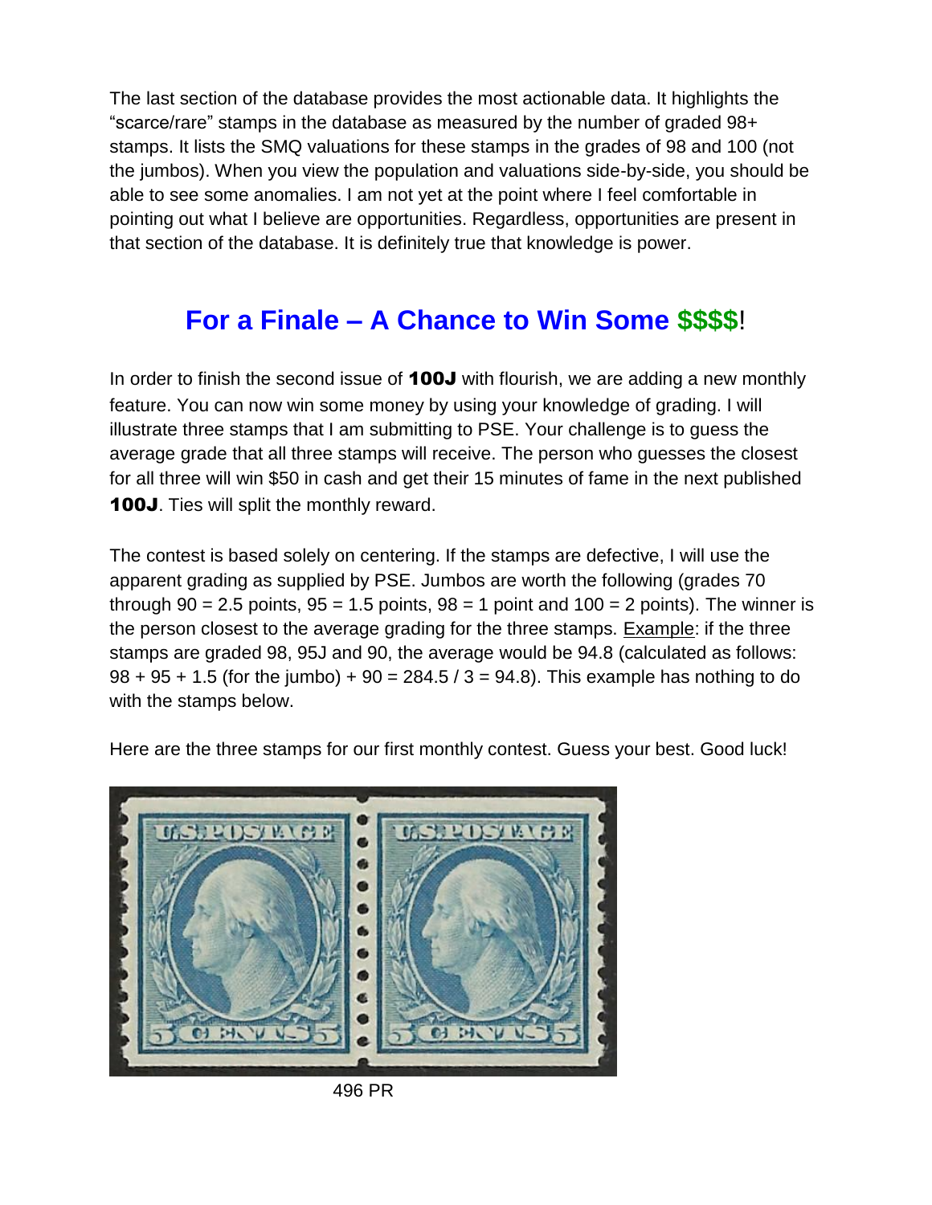The last section of the database provides the most actionable data. It highlights the “scarce/rare” stamps in the database as measured by the number of graded 98+ stamps. It lists the SMQ valuations for these stamps in the grades of 98 and 100 (not the jumbos). When you view the population and valuations side-by-side, you should be able to see some anomalies. I am not yet at the point where I feel comfortable in pointing out what I believe are opportunities. Regardless, opportunities are present in that section of the database. It is definitely true that knowledge is power.

## For a Finale – A Chance to Win Some $$$$!

In order to finish the second issue of **100J** with flourish, we are adding a new monthly feature. You can now win some money by using your knowledge of grading. I will illustrate three stamps that I am submitting to PSE. Your challenge is to guess the average grade that all three stamps will receive. The person who guesses the closest for all three will win $50 in cash and get their 15 minutes of fame in the next published **100J**. Ties will split the monthly reward.

The contest is based solely on centering. If the stamps are defective, I will use the apparent grading as supplied by PSE. Jumbos are worth the following (grades 70 through 90 = 2.5 points, 95 = 1.5 points, 98 = 1 point and 100 = 2 points). The winner is the person closest to the average grading for the three stamps. Example: if the three stamps are graded 98, 95J and 90, the average would be 94.8 (calculated as follows: 98 + 95 + 1.5 (for the jumbo) + 90 = 284.5 / 3 = 94.8). This example has nothing to do with the stamps below.

Here are the three stamps for our first monthly contest. Guess your best. Good luck!

496 PR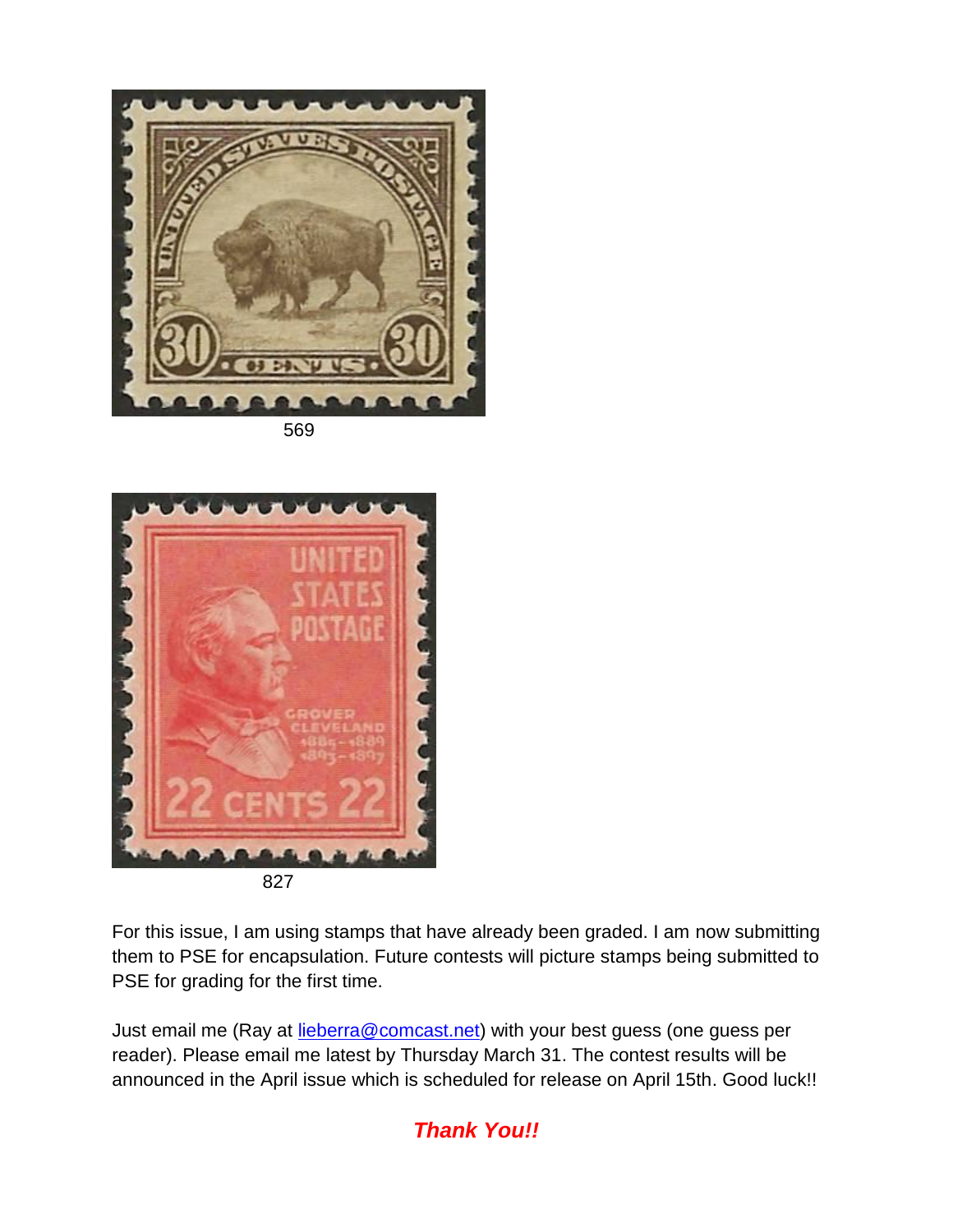569

827

For this issue, I am using stamps that have already been graded. I am now submitting them to PSE for encapsulation. Future contests will picture stamps being submitted to PSE for grading for the first time.

Just email me (Ray at [lieberra@comcast.net](mailto:lieberra@comcast.net)) with your best guess (one guess per reader). Please email me latest by Thursday March 31. The contest results will be announced in the April issue which is scheduled for release on April 15th. Good luck!!

***Thank You!!***